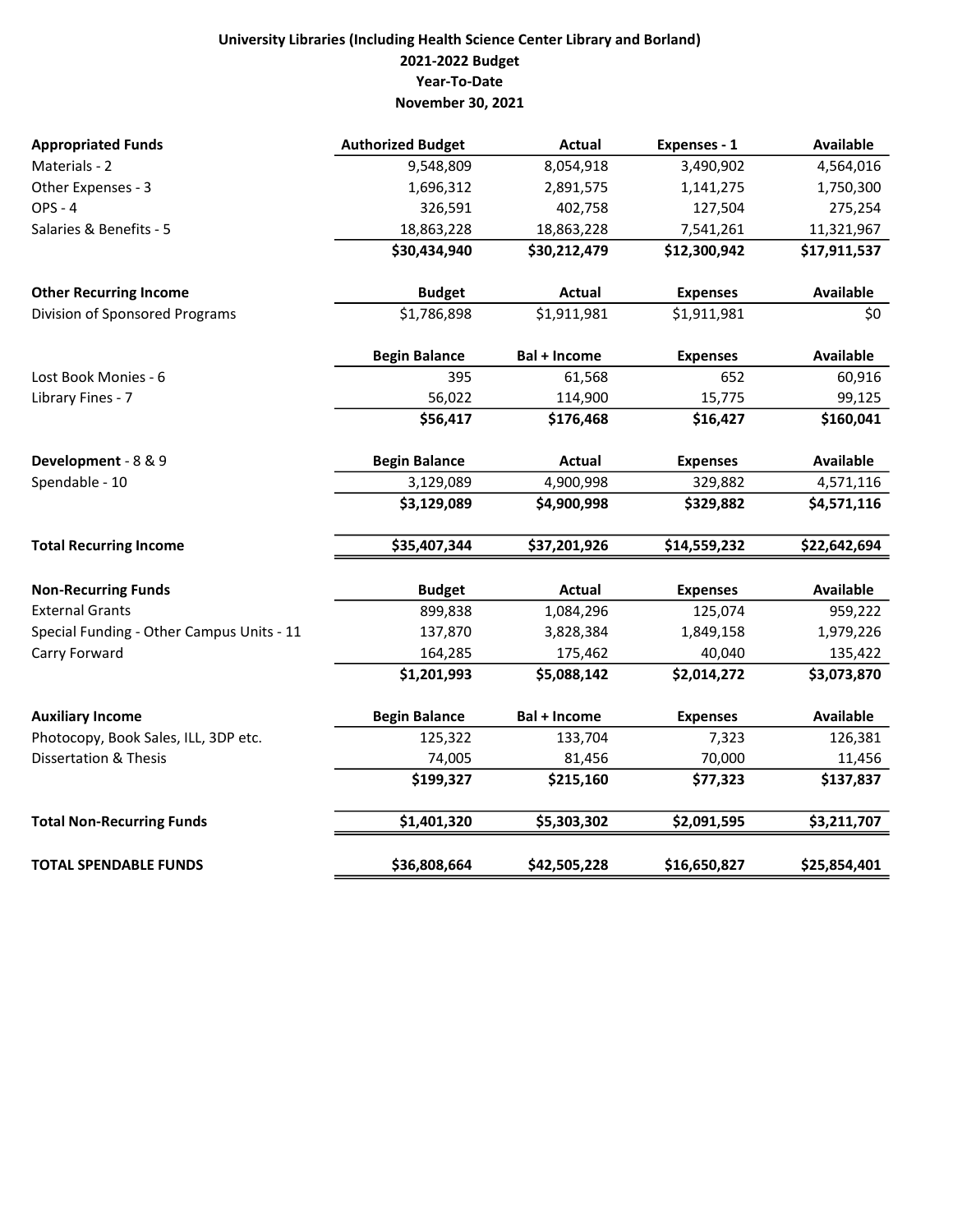**University Libraries (Including Health Science Center Library and Borland)**
**2021-2022 Budget**
**Year-To-Date**
**November 30, 2021**

| **Appropriated Funds** | **Authorized Budget** | **Actual** | **Expenses - 1** | **Available** |
|---|---|---|---|---|
| Materials - 2 | 9,548,809 | 8,054,918 | 3,490,902 | 4,564,016 |
| Other Expenses - 3 | 1,696,312 | 2,891,575 | 1,141,275 | 1,750,300 |
| OPS - 4 | 326,591 | 402,758 | 127,504 | 275,254 |
| Salaries & Benefits - 5 | 18,863,228 | 18,863,228 | 7,541,261 | 11,321,967 |
| | **$30,434,940** | **$30,212,479** | **$12,300,942** | **$17,911,537** |
| **Other Recurring Income** | **Budget** | **Actual** | **Expenses** | **Available** |
| Division of Sponsored Programs | $1,786,898 | $1,911,981 | $1,911,981 | $0 |
| | **Begin Balance** | **Bal + Income** | **Expenses** | **Available** |
| Lost Book Monies - 6 | 395 | 61,568 | 652 | 60,916 |
| Library Fines - 7 | 56,022 | 114,900 | 15,775 | 99,125 |
| | **$56,417** | **$176,468** | **$16,427** | **$160,041** |
| **Development** - 8 & 9 | **Begin Balance** | **Actual** | **Expenses** | **Available** |
| Spendable - 10 | 3,129,089 | 4,900,998 | 329,882 | 4,571,116 |
| | **$3,129,089** | **$4,900,998** | **$329,882** | **$4,571,116** |
| **Total Recurring Income** | **$35,407,344** | **$37,201,926** | **$14,559,232** | **$22,642,694** |
| **Non-Recurring Funds** | **Budget** | **Actual** | **Expenses** | **Available** |
| External Grants | 899,838 | 1,084,296 | 125,074 | 959,222 |
| Special Funding - Other Campus Units - 11 | 137,870 | 3,828,384 | 1,849,158 | 1,979,226 |
| Carry Forward | 164,285 | 175,462 | 40,040 | 135,422 |
| | **$1,201,993** | **$5,088,142** | **$2,014,272** | **$3,073,870** |
| **Auxiliary Income** | **Begin Balance** | **Bal + Income** | **Expenses** | **Available** |
| Photocopy, Book Sales, ILL, 3DP etc. | 125,322 | 133,704 | 7,323 | 126,381 |
| Dissertation & Thesis | 74,005 | 81,456 | 70,000 | 11,456 |
| | **$199,327** | **$215,160** | **$77,323** | **$137,837** |
| **Total Non-Recurring Funds** | **$1,401,320** | **$5,303,302** | **$2,091,595** | **$3,211,707** |
| **TOTAL SPENDABLE FUNDS** | **$36,808,664** | **$42,505,228** | **$16,650,827** | **$25,854,401** |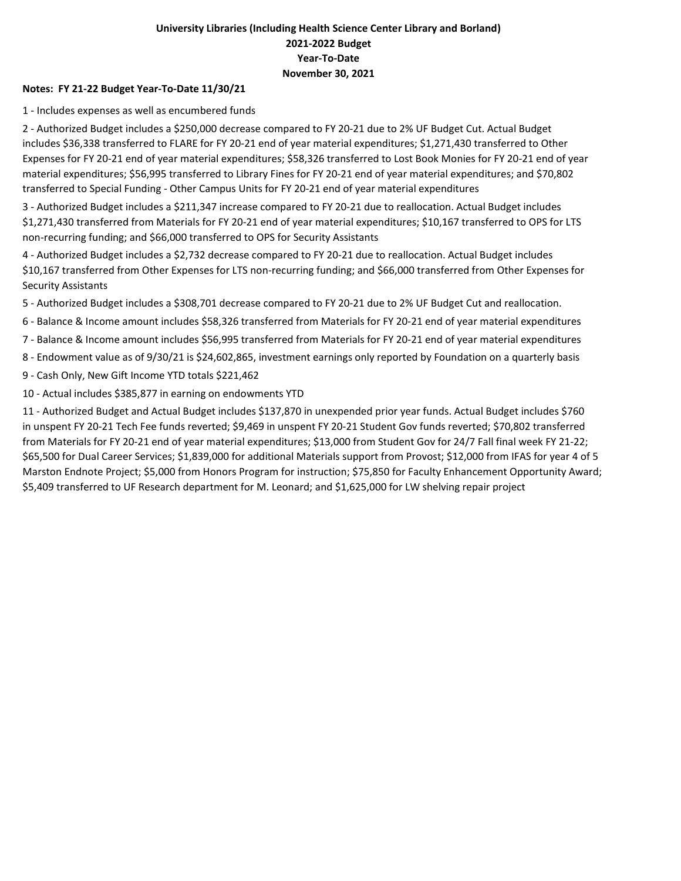# University Libraries (Including Health Science Center Library and Borland)
## 2021-2022 Budget
## Year-To-Date
## November 30, 2021

**Notes: FY 21-22 Budget Year-To-Date 11/30/21**

1 - Includes expenses as well as encumbered funds

2 - Authorized Budget includes a $250,000 decrease compared to FY 20-21 due to 2% UF Budget Cut. Actual Budget includes $36,338 transferred to FLARE for FY 20-21 end of year material expenditures; $1,271,430 transferred to Other Expenses for FY 20-21 end of year material expenditures; $58,326 transferred to Lost Book Monies for FY 20-21 end of year material expenditures; $56,995 transferred to Library Fines for FY 20-21 end of year material expenditures; and $70,802 transferred to Special Funding - Other Campus Units for FY 20-21 end of year material expenditures

3 - Authorized Budget includes a $211,347 increase compared to FY 20-21 due to reallocation. Actual Budget includes $1,271,430 transferred from Materials for FY 20-21 end of year material expenditures; $10,167 transferred to OPS for LTS non-recurring funding; and $66,000 transferred to OPS for Security Assistants

4 - Authorized Budget includes a $2,732 decrease compared to FY 20-21 due to reallocation. Actual Budget includes $10,167 transferred from Other Expenses for LTS non-recurring funding; and $66,000 transferred from Other Expenses for Security Assistants

5 - Authorized Budget includes a $308,701 decrease compared to FY 20-21 due to 2% UF Budget Cut and reallocation.

6 - Balance & Income amount includes $58,326 transferred from Materials for FY 20-21 end of year material expenditures

7 - Balance & Income amount includes $56,995 transferred from Materials for FY 20-21 end of year material expenditures

8 - Endowment value as of 9/30/21 is $24,602,865, investment earnings only reported by Foundation on a quarterly basis

9 - Cash Only, New Gift Income YTD totals $221,462

10 - Actual includes $385,877 in earning on endowments YTD

11 - Authorized Budget and Actual Budget includes $137,870 in unexpended prior year funds. Actual Budget includes $760 in unspent FY 20-21 Tech Fee funds reverted; $9,469 in unspent FY 20-21 Student Gov funds reverted; $70,802 transferred from Materials for FY 20-21 end of year material expenditures; $13,000 from Student Gov for 24/7 Fall final week FY 21-22; $65,500 for Dual Career Services; $1,839,000 for additional Materials support from Provost; $12,000 from IFAS for year 4 of 5 Marston Endnote Project; $5,000 from Honors Program for instruction; $75,850 for Faculty Enhancement Opportunity Award; $5,409 transferred to UF Research department for M. Leonard; and $1,625,000 for LW shelving repair project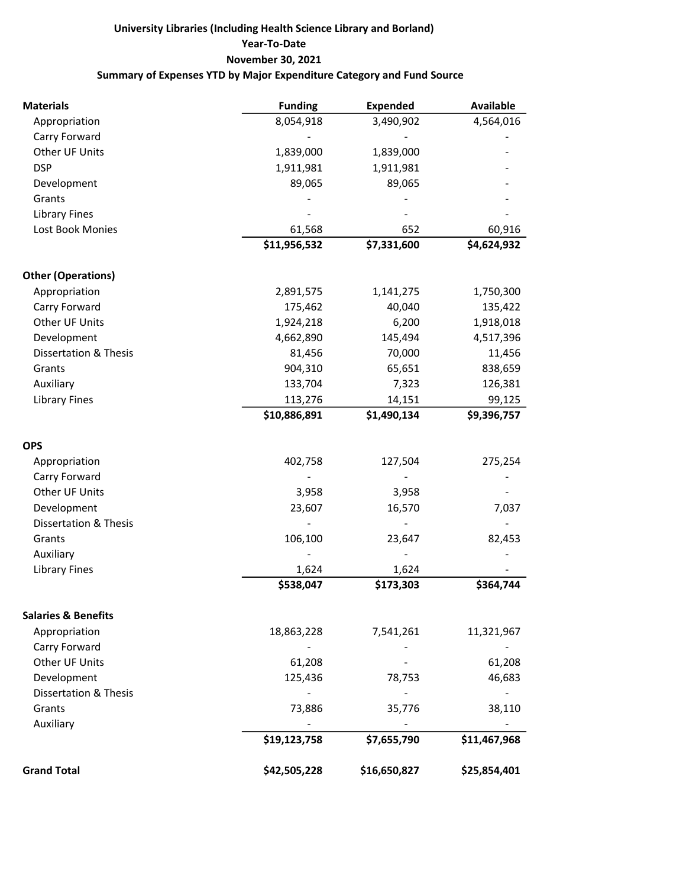**University Libraries (Including Health Science Library and Borland)**

**Year-To-Date**

**November 30, 2021**

**Summary of Expenses YTD by Major Expenditure Category and Fund Source**

| | Funding | Expended | Available |
|---|---|---|---|
| **Materials** | | | |
| Appropriation | 8,054,918 | 3,490,902 | 4,564,016 |
| Carry Forward | - | - | - |
| Other UF Units | 1,839,000 | 1,839,000 | - |
| DSP | 1,911,981 | 1,911,981 | - |
| Development | 89,065 | 89,065 | - |
| Grants | - | - | - |
| Library Fines | - | - | - |
| Lost Book Monies | 61,568 | 652 | 60,916 |
| | **$11,956,532** | **$7,331,600** | **$4,624,932** |
| **Other (Operations)** | | | |
| Appropriation | 2,891,575 | 1,141,275 | 1,750,300 |
| Carry Forward | 175,462 | 40,040 | 135,422 |
| Other UF Units | 1,924,218 | 6,200 | 1,918,018 |
| Development | 4,662,890 | 145,494 | 4,517,396 |
| Dissertation & Thesis | 81,456 | 70,000 | 11,456 |
| Grants | 904,310 | 65,651 | 838,659 |
| Auxiliary | 133,704 | 7,323 | 126,381 |
| Library Fines | 113,276 | 14,151 | 99,125 |
| | **$10,886,891** | **$1,490,134** | **$9,396,757** |
| **OPS** | | | |
| Appropriation | 402,758 | 127,504 | 275,254 |
| Carry Forward | - | - | - |
| Other UF Units | 3,958 | 3,958 | - |
| Development | 23,607 | 16,570 | 7,037 |
| Dissertation & Thesis | - | - | - |
| Grants | 106,100 | 23,647 | 82,453 |
| Auxiliary | - | - | - |
| Library Fines | 1,624 | 1,624 | - |
| | **$538,047** | **$173,303** | **$364,744** |
| **Salaries & Benefits** | | | |
| Appropriation | 18,863,228 | 7,541,261 | 11,321,967 |
| Carry Forward | - | - | - |
| Other UF Units | 61,208 | - | 61,208 |
| Development | 125,436 | 78,753 | 46,683 |
| Dissertation & Thesis | - | - | - |
| Grants | 73,886 | 35,776 | 38,110 |
| Auxiliary | - | - | - |
| | **$19,123,758** | **$7,655,790** | **$11,467,968** |
| **Grand Total** | **$42,505,228** | **$16,650,827** | **$25,854,401** |